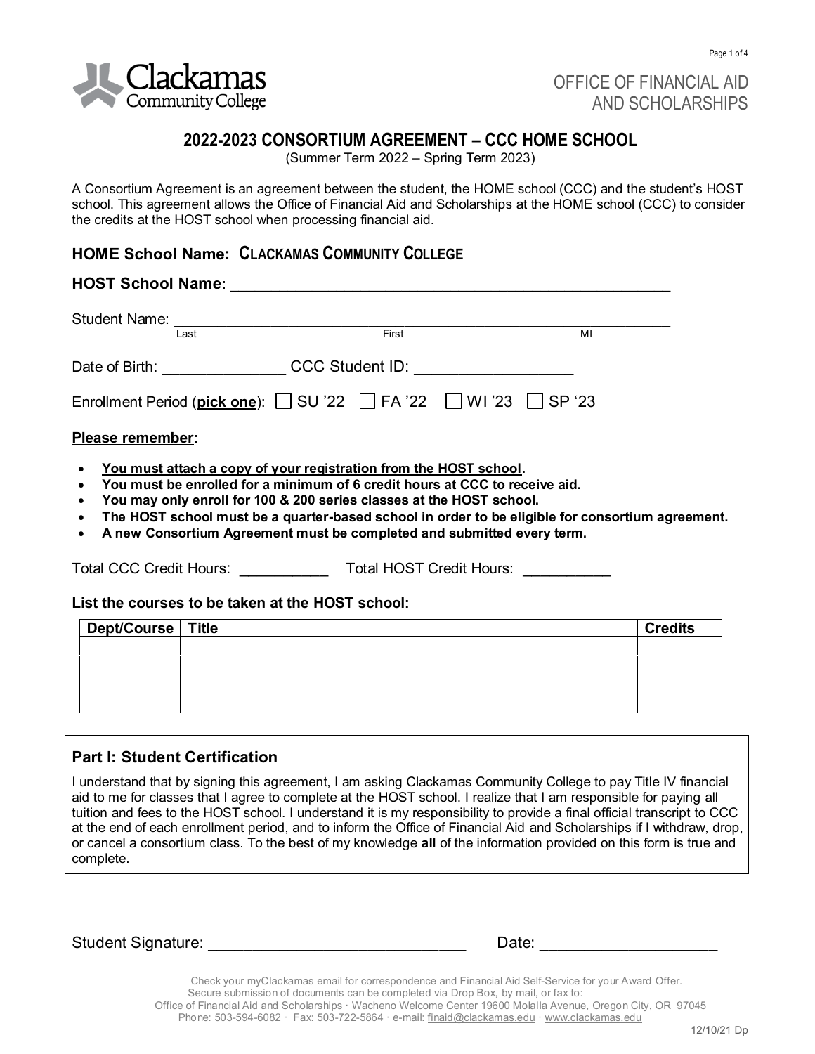Clackamas Community College

OFFICE OF FINANCIAL AID AND SCHOLARSHIPS

# 2022-2023 CONSORTIUM AGREEMENT – CCC HOME SCHOOL

(Summer Term 2022 – Spring Term 2023)

A Consortium Agreement is an agreement between the student, the HOME school (CCC) and the student's HOST school. This agreement allows the Office of Financial Aid and Scholarships at the HOME school (CCC) to consider the credits at the HOST school when processing financial aid.

### HOME School Name: CLACKAMAS COMMUNITY COLLEGE

### HOST School Name: ______________________________________________

Student Name: ______________________________________________
Last First MI

Date of Birth: _______________ CCC Student ID: ___________________

Enrollment Period (**pick one**): ☐ SU '22 ☐ FA '22 ☐ WI '23 ☐ SP '23

**Please remember:**

- **You must attach a copy of your registration from the HOST school.**
- **You must be enrolled for a minimum of 6 credit hours at CCC to receive aid.**
- **You may only enroll for 100 & 200 series classes at the HOST school.**
- **The HOST school must be a quarter-based school in order to be eligible for consortium agreement.**
- **A new Consortium Agreement must be completed and submitted every term.**

Total CCC Credit Hours: ___________ Total HOST Credit Hours: ___________

**List the courses to be taken at the HOST school:**

| Dept/Course | Title | Credits |
|---|---|---|
| | | |
| | | |
| | | |
| | | |

### Part I: Student Certification

I understand that by signing this agreement, I am asking Clackamas Community College to pay Title IV financial aid to me for classes that I agree to complete at the HOST school. I realize that I am responsible for paying all tuition and fees to the HOST school. I understand it is my responsibility to provide a final official transcript to CCC at the end of each enrollment period, and to inform the Office of Financial Aid and Scholarships if I withdraw, drop, or cancel a consortium class. To the best of my knowledge **all** of the information provided on this form is true and complete.

Student Signature: ______________________________ Date: ____________________

Check your myClackamas email for correspondence and Financial Aid Self-Service for your Award Offer.
Secure submission of documents can be completed via Drop Box, by mail, or fax to:
Office of Financial Aid and Scholarships · Wacheno Welcome Center 19600 Molalla Avenue, Oregon City, OR 97045
Phone: 503-594-6082 · Fax: 503-722-5864 · e-mail: finaid@clackamas.edu · www.clackamas.edu

12/10/21 Dp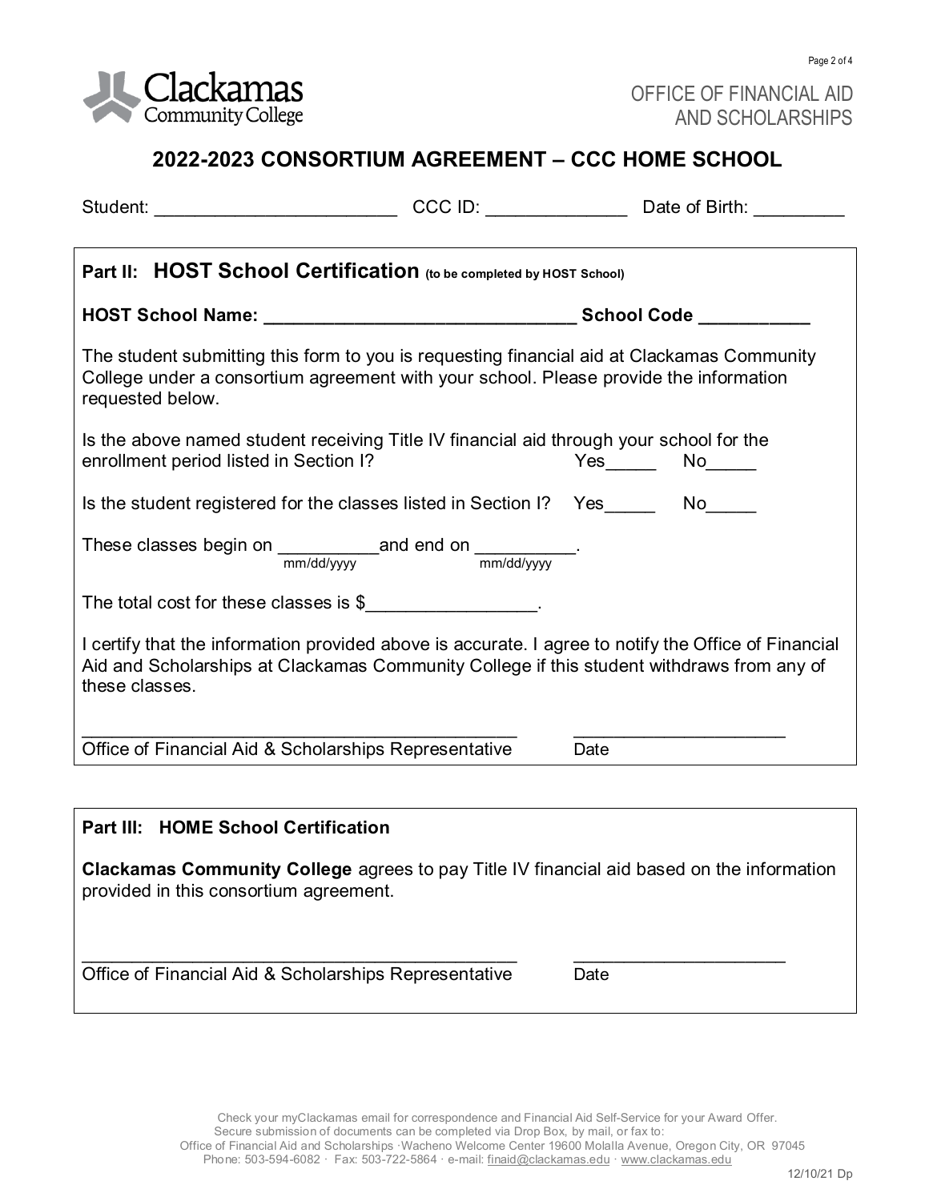Clackamas Community College

OFFICE OF FINANCIAL AID AND SCHOLARSHIPS

# 2022-2023 CONSORTIUM AGREEMENT – CCC HOME SCHOOL

Student: ________________________ CCC ID: _____________ Date of Birth: _________

## Part II: HOST School Certification (to be completed by HOST School)

**HOST School Name: _______________________________ School Code ___________**

The student submitting this form to you is requesting financial aid at Clackamas Community College under a consortium agreement with your school. Please provide the information requested below.

Is the above named student receiving Title IV financial aid through your school for the enrollment period listed in Section I? Yes_____ No_____

Is the student registered for the classes listed in Section I? Yes_____ No_____

These classes begin on __________ (mm/dd/yyyy) and end on __________ (mm/dd/yyyy).

The total cost for these classes is $________________.

I certify that the information provided above is accurate. I agree to notify the Office of Financial Aid and Scholarships at Clackamas Community College if this student withdraws from any of these classes.

_____________________________________________ _____________________

Office of Financial Aid & Scholarships Representative Date

## Part III: HOME School Certification

**Clackamas Community College** agrees to pay Title IV financial aid based on the information provided in this consortium agreement.

_____________________________________________ _____________________

Office of Financial Aid & Scholarships Representative Date

Check your myClackamas email for correspondence and Financial Aid Self-Service for your Award Offer.
Secure submission of documents can be completed via Drop Box, by mail, or fax to:
Office of Financial Aid and Scholarships ·Wacheno Welcome Center 19600 Molalla Avenue, Oregon City, OR 97045
Phone: 503-594-6082 · Fax: 503-722-5864 · e-mail: finaid@clackamas.edu · www.clackamas.edu

12/10/21 Dp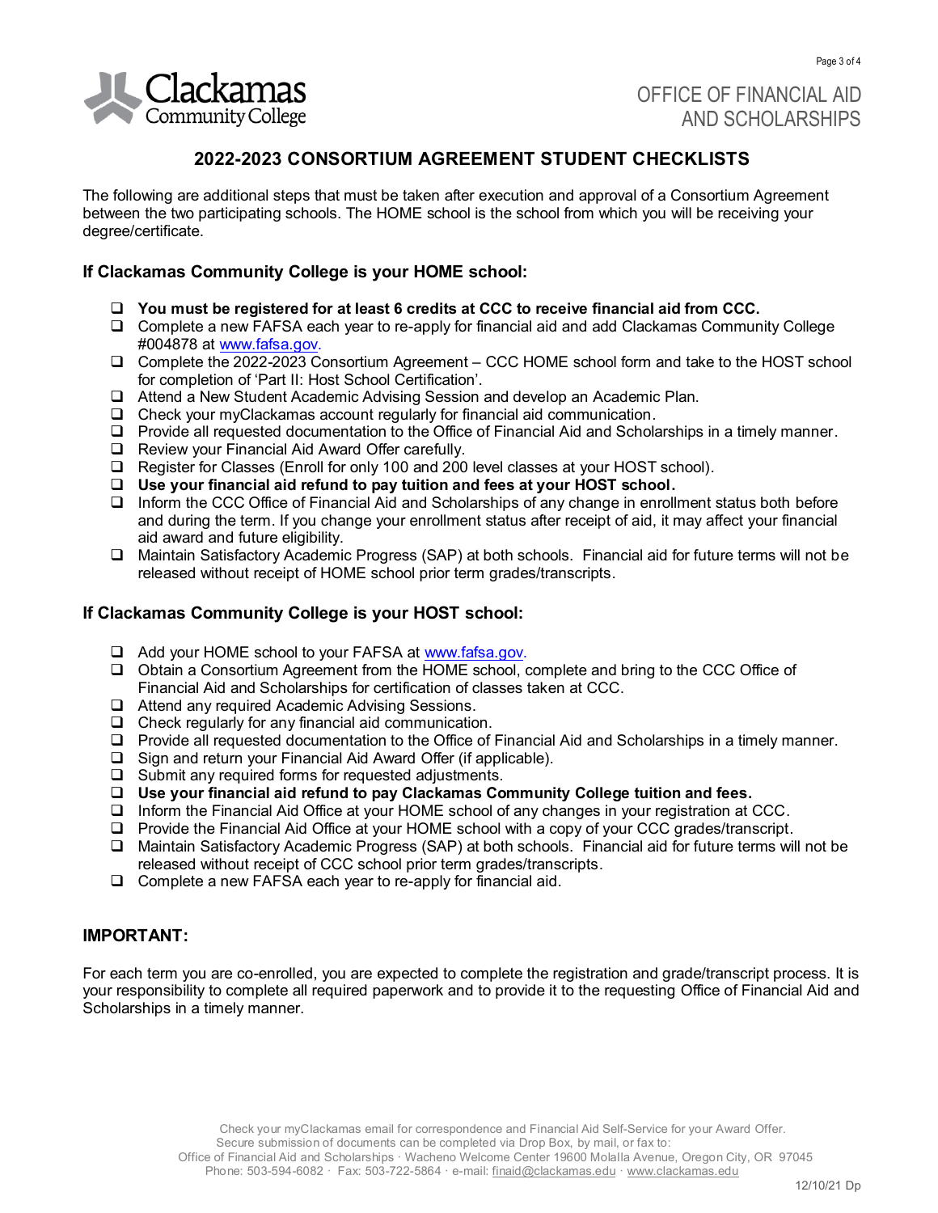Clackamas Community College

OFFICE OF FINANCIAL AID AND SCHOLARSHIPS

## 2022-2023 CONSORTIUM AGREEMENT STUDENT CHECKLISTS

The following are additional steps that must be taken after execution and approval of a Consortium Agreement between the two participating schools. The HOME school is the school from which you will be receiving your degree/certificate.

### If Clackamas Community College is your HOME school:

- ❑ **You must be registered for at least 6 credits at CCC to receive financial aid from CCC.**
- ❑ Complete a new FAFSA each year to re-apply for financial aid and add Clackamas Community College #004878 at www.fafsa.gov.
- ❑ Complete the 2022-2023 Consortium Agreement – CCC HOME school form and take to the HOST school for completion of 'Part II: Host School Certification'.
- ❑ Attend a New Student Academic Advising Session and develop an Academic Plan.
- ❑ Check your myClackamas account regularly for financial aid communication.
- ❑ Provide all requested documentation to the Office of Financial Aid and Scholarships in a timely manner.
- ❑ Review your Financial Aid Award Offer carefully.
- ❑ Register for Classes (Enroll for only 100 and 200 level classes at your HOST school).
- ❑ **Use your financial aid refund to pay tuition and fees at your HOST school.**
- ❑ Inform the CCC Office of Financial Aid and Scholarships of any change in enrollment status both before and during the term. If you change your enrollment status after receipt of aid, it may affect your financial aid award and future eligibility.
- ❑ Maintain Satisfactory Academic Progress (SAP) at both schools. Financial aid for future terms will not be released without receipt of HOME school prior term grades/transcripts.

### If Clackamas Community College is your HOST school:

- ❑ Add your HOME school to your FAFSA at www.fafsa.gov.
- ❑ Obtain a Consortium Agreement from the HOME school, complete and bring to the CCC Office of Financial Aid and Scholarships for certification of classes taken at CCC.
- ❑ Attend any required Academic Advising Sessions.
- ❑ Check regularly for any financial aid communication.
- ❑ Provide all requested documentation to the Office of Financial Aid and Scholarships in a timely manner.
- ❑ Sign and return your Financial Aid Award Offer (if applicable).
- ❑ Submit any required forms for requested adjustments.
- ❑ **Use your financial aid refund to pay Clackamas Community College tuition and fees.**
- ❑ Inform the Financial Aid Office at your HOME school of any changes in your registration at CCC.
- ❑ Provide the Financial Aid Office at your HOME school with a copy of your CCC grades/transcript.
- ❑ Maintain Satisfactory Academic Progress (SAP) at both schools. Financial aid for future terms will not be released without receipt of CCC school prior term grades/transcripts.
- ❑ Complete a new FAFSA each year to re-apply for financial aid.

### IMPORTANT:

For each term you are co-enrolled, you are expected to complete the registration and grade/transcript process. It is your responsibility to complete all required paperwork and to provide it to the requesting Office of Financial Aid and Scholarships in a timely manner.

Check your myClackamas email for correspondence and Financial Aid Self-Service for your Award Offer.
Secure submission of documents can be completed via Drop Box, by mail, or fax to:
Office of Financial Aid and Scholarships · Wacheno Welcome Center 19600 Molalla Avenue, Oregon City, OR 97045
Phone: 503-594-6082 · Fax: 503-722-5864 · e-mail: finaid@clackamas.edu · www.clackamas.edu

12/10/21 Dp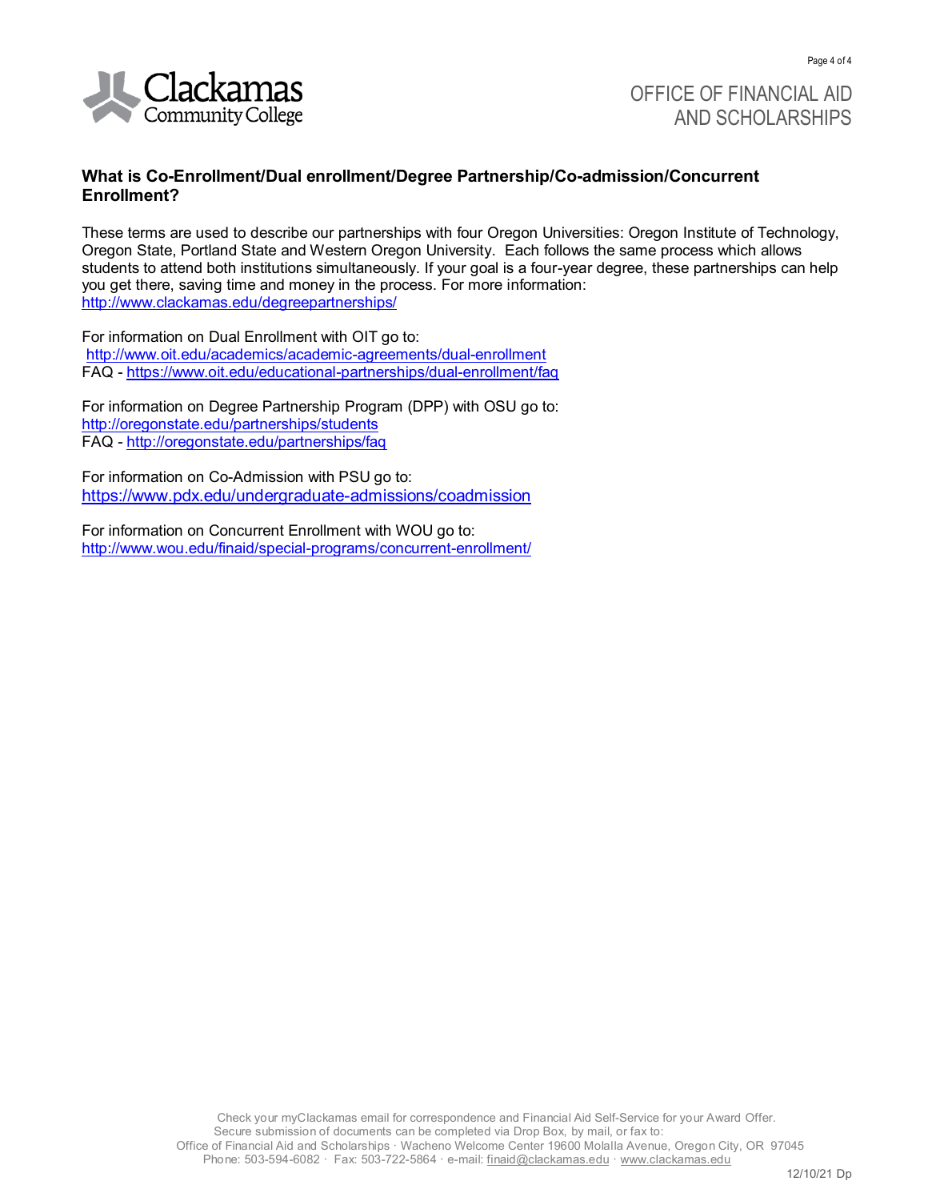## What is Co-Enrollment/Dual enrollment/Degree Partnership/Co-admission/Concurrent Enrollment?

These terms are used to describe our partnerships with four Oregon Universities: Oregon Institute of Technology, Oregon State, Portland State and Western Oregon University. Each follows the same process which allows students to attend both institutions simultaneously. If your goal is a four-year degree, these partnerships can help you get there, saving time and money in the process. For more information: http://www.clackamas.edu/degreepartnerships/

For information on Dual Enrollment with OIT go to:
http://www.oit.edu/academics/academic-agreements/dual-enrollment
FAQ - https://www.oit.edu/educational-partnerships/dual-enrollment/faq

For information on Degree Partnership Program (DPP) with OSU go to:
http://oregonstate.edu/partnerships/students
FAQ - http://oregonstate.edu/partnerships/faq

For information on Co-Admission with PSU go to:
https://www.pdx.edu/undergraduate-admissions/coadmission

For information on Concurrent Enrollment with WOU go to:
http://www.wou.edu/finaid/special-programs/concurrent-enrollment/